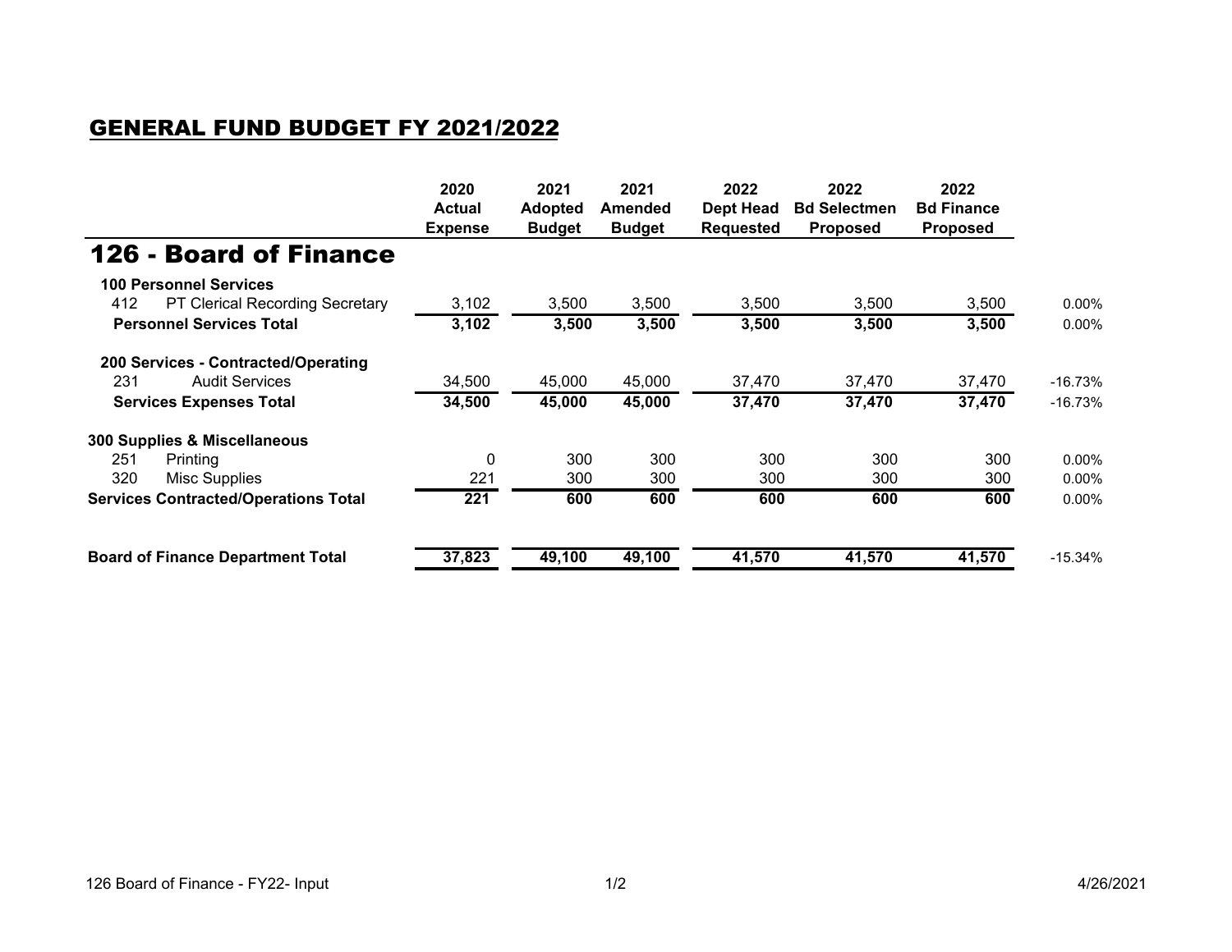# GENERAL FUND BUDGET FY 2021/2022

## 126 - Board of Finance

| | | 2020 Actual Expense | 2021 Adopted Budget | 2021 Amended Budget | 2022 Dept Head Requested | 2022 Bd Selectmen Proposed | 2022 Bd Finance Proposed | |
|---|---|---|---|---|---|---|---|---|
| **100 Personnel Services** | | | | | | | | |
| 412 | PT Clerical Recording Secretary | 3,102 | 3,500 | 3,500 | 3,500 | 3,500 | 3,500 | 0.00% |
| **Personnel Services Total** | | **3,102** | **3,500** | **3,500** | **3,500** | **3,500** | **3,500** | 0.00% |
| **200 Services - Contracted/Operating** | | | | | | | | |
| 231 | Audit Services | 34,500 | 45,000 | 45,000 | 37,470 | 37,470 | 37,470 | -16.73% |
| **Services Expenses Total** | | **34,500** | **45,000** | **45,000** | **37,470** | **37,470** | **37,470** | -16.73% |
| **300 Supplies & Miscellaneous** | | | | | | | | |
| 251 | Printing | 0 | 300 | 300 | 300 | 300 | 300 | 0.00% |
| 320 | Misc Supplies | 221 | 300 | 300 | 300 | 300 | 300 | 0.00% |
| **Services Contracted/Operations Total** | | **221** | **600** | **600** | **600** | **600** | **600** | 0.00% |
| **Board of Finance Department Total** | | **37,823** | **49,100** | **49,100** | **41,570** | **41,570** | **41,570** | -15.34% |

126 Board of Finance - FY22- Input 4/26/2021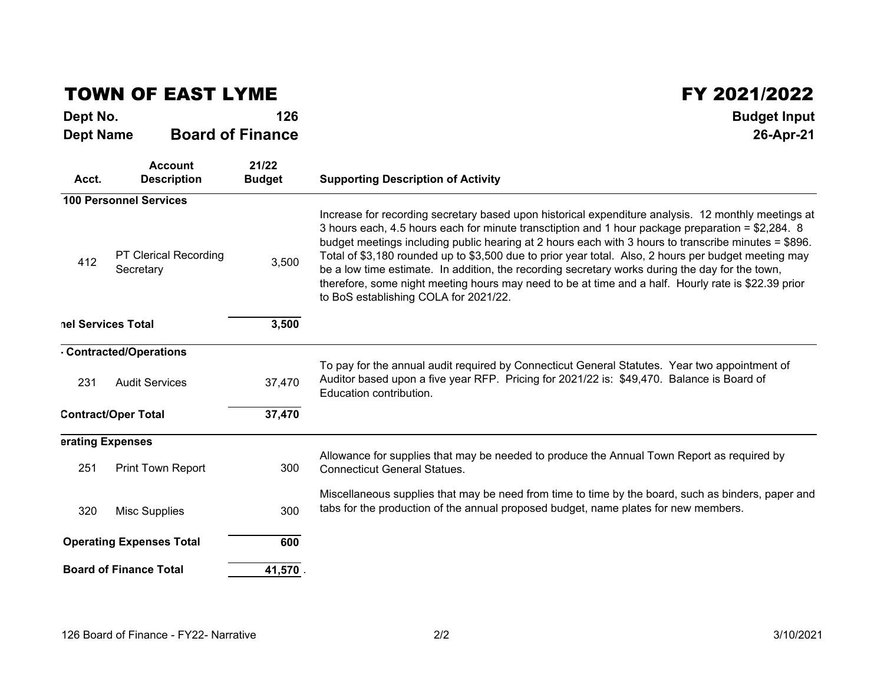# TOWN OF EAST LYME

# FY 2021/2022

**Dept No.** **126**

**Dept Name** **Board of Finance**

**Budget Input**

**26-Apr-21**

| Acct. | Account Description | 21/22 Budget | Supporting Description of Activity |
|---|---|---|---|
| **100 Personnel Services** | | | |
| 412 | PT Clerical Recording Secretary | 3,500 | Increase for recording secretary based upon historical expenditure analysis. 12 monthly meetings at 3 hours each, 4.5 hours each for minute transctiption and 1 hour package preparation = $2,284. 8 budget meetings including public hearing at 2 hours each with 3 hours to transcribe minutes = $896. Total of $3,180 rounded up to $3,500 due to prior year total. Also, 2 hours per budget meeting may be a low time estimate. In addition, the recording secretary works during the day for the town, therefore, some night meeting hours may need to be at time and a half. Hourly rate is $22.39 prior to BoS establishing COLA for 2021/22. |
| **nel Services Total** | | **3,500** | |
| **· Contracted/Operations** | | | |
| 231 | Audit Services | 37,470 | To pay for the annual audit required by Connecticut General Statutes. Year two appointment of Auditor based upon a five year RFP. Pricing for 2021/22 is: $49,470. Balance is Board of Education contribution. |
| **Contract/Oper Total** | | **37,470** | |
| **erating Expenses** | | | |
| 251 | Print Town Report | 300 | Allowance for supplies that may be needed to produce the Annual Town Report as required by Connecticut General Statues. |
| 320 | Misc Supplies | 300 | Miscellaneous supplies that may be need from time to time by the board, such as binders, paper and tabs for the production of the annual proposed budget, name plates for new members. |
| **Operating Expenses Total** | | **600** | |
| **Board of Finance Total** | | **41,570** | |

126 Board of Finance - FY22- Narrative

3/10/2021